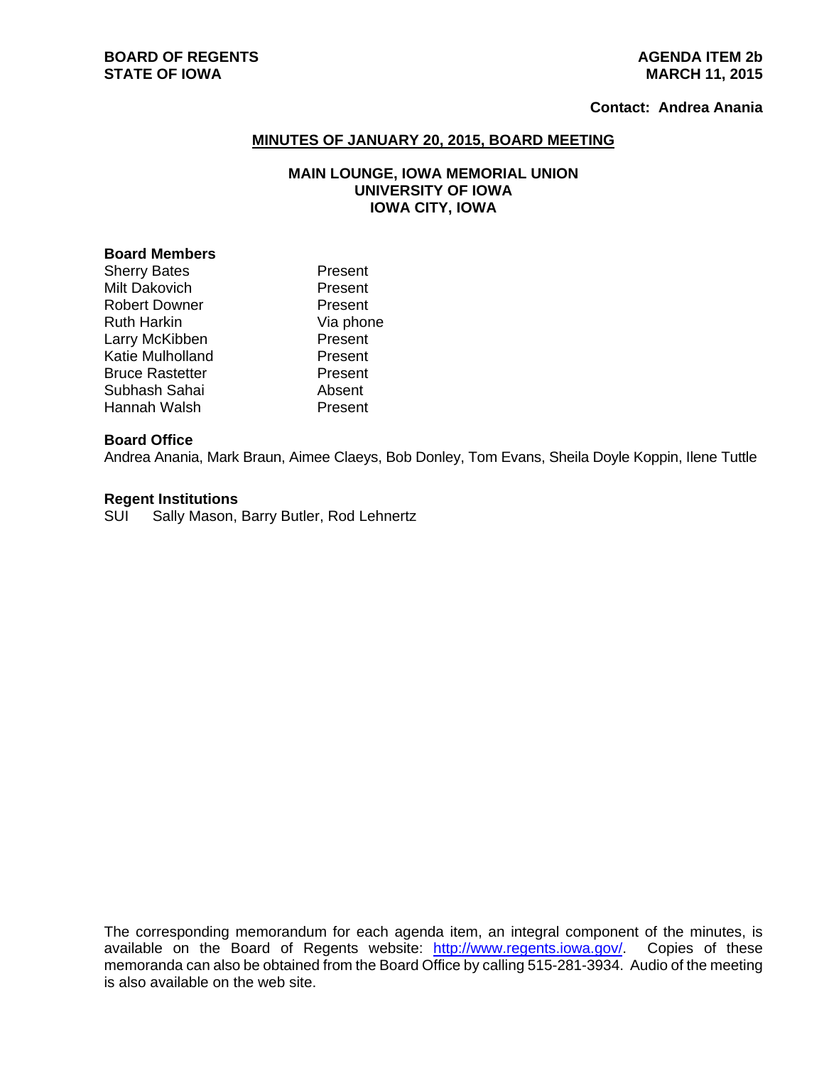**BOARD OF REGENTS**
**STATE OF IOWA**

**AGENDA ITEM 2b**
**MARCH 11, 2015**

**Contact: Andrea Anania**

## MINUTES OF JANUARY 20, 2015, BOARD MEETING

### MAIN LOUNGE, IOWA MEMORIAL UNION
### UNIVERSITY OF IOWA
### IOWA CITY, IOWA

**Board Members**

| | |
|---|---|
| Sherry Bates | Present |
| Milt Dakovich | Present |
| Robert Downer | Present |
| Ruth Harkin | Via phone |
| Larry McKibben | Present |
| Katie Mulholland | Present |
| Bruce Rastetter | Present |
| Subhash Sahai | Absent |
| Hannah Walsh | Present |

**Board Office**

Andrea Anania, Mark Braun, Aimee Claeys, Bob Donley, Tom Evans, Sheila Doyle Koppin, Ilene Tuttle

**Regent Institutions**

SUI Sally Mason, Barry Butler, Rod Lehnertz

The corresponding memorandum for each agenda item, an integral component of the minutes, is available on the Board of Regents website: http://www.regents.iowa.gov/. Copies of these memoranda can also be obtained from the Board Office by calling 515-281-3934. Audio of the meeting is also available on the web site.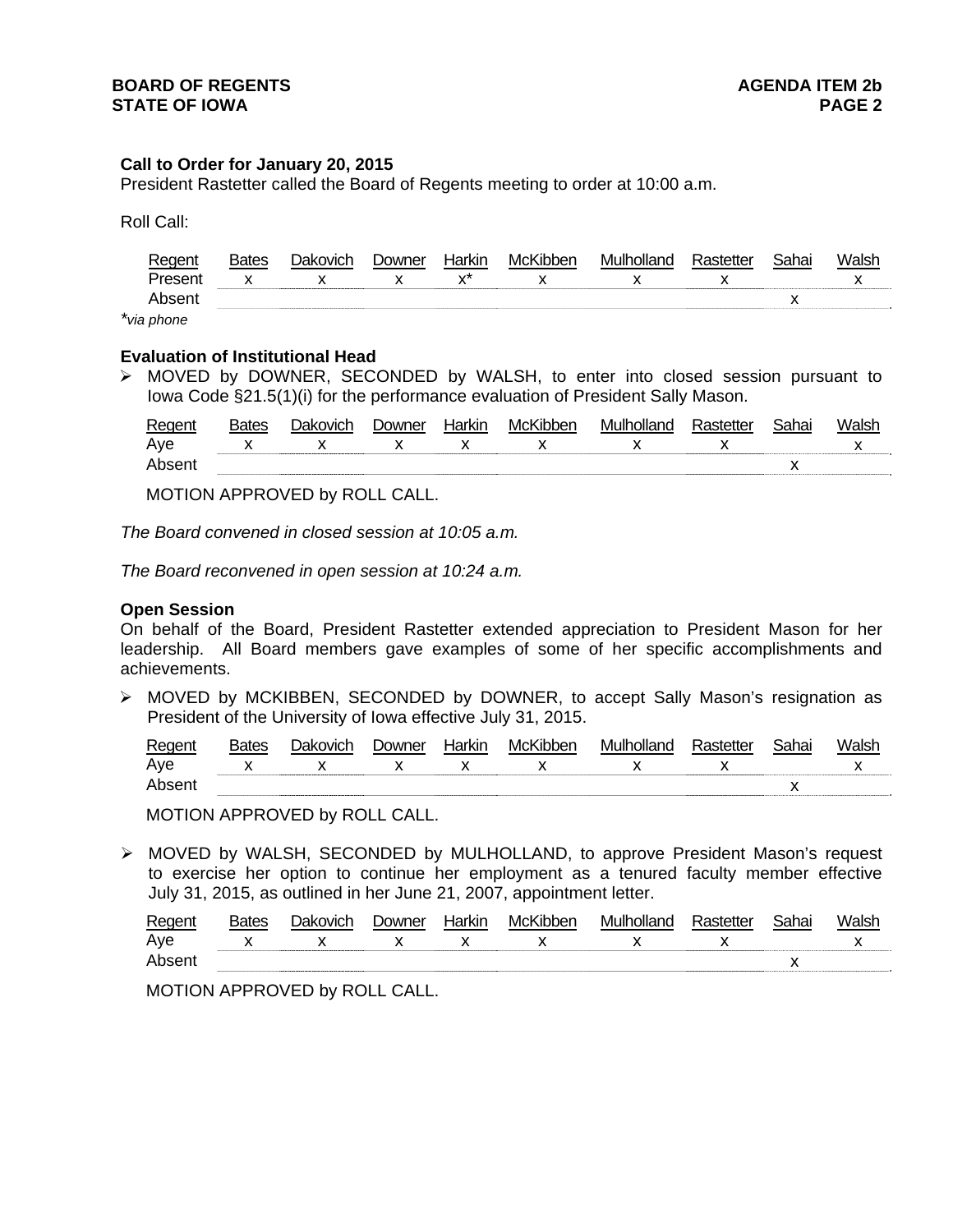**Call to Order for January 20, 2015**
President Rastetter called the Board of Regents meeting to order at 10:00 a.m.

Roll Call:

| Regent | Bates | Dakovich | Downer | Harkin | McKibben | Mulholland | Rastetter | Sahai | Walsh |
|---|---|---|---|---|---|---|---|---|---|
| Present | x | x | x | x* | x | x | x | | x |
| Absent | | | | | | | | x | |

*via phone

**Evaluation of Institutional Head**

- MOVED by DOWNER, SECONDED by WALSH, to enter into closed session pursuant to Iowa Code §21.5(1)(i) for the performance evaluation of President Sally Mason.

| Regent | Bates | Dakovich | Downer | Harkin | McKibben | Mulholland | Rastetter | Sahai | Walsh |
|---|---|---|---|---|---|---|---|---|---|
| Aye | x | x | x | x | x | x | x | | x |
| Absent | | | | | | | | x | |

MOTION APPROVED by ROLL CALL.

*The Board convened in closed session at 10:05 a.m.*

*The Board reconvened in open session at 10:24 a.m.*

**Open Session**
On behalf of the Board, President Rastetter extended appreciation to President Mason for her leadership. All Board members gave examples of some of her specific accomplishments and achievements.

- MOVED by MCKIBBEN, SECONDED by DOWNER, to accept Sally Mason's resignation as President of the University of Iowa effective July 31, 2015.

| Regent | Bates | Dakovich | Downer | Harkin | McKibben | Mulholland | Rastetter | Sahai | Walsh |
|---|---|---|---|---|---|---|---|---|---|
| Aye | x | x | x | x | x | x | x | | x |
| Absent | | | | | | | | x | |

MOTION APPROVED by ROLL CALL.

- MOVED by WALSH, SECONDED by MULHOLLAND, to approve President Mason's request to exercise her option to continue her employment as a tenured faculty member effective July 31, 2015, as outlined in her June 21, 2007, appointment letter.

| Regent | Bates | Dakovich | Downer | Harkin | McKibben | Mulholland | Rastetter | Sahai | Walsh |
|---|---|---|---|---|---|---|---|---|---|
| Aye | x | x | x | x | x | x | x | | x |
| Absent | | | | | | | | x | |

MOTION APPROVED by ROLL CALL.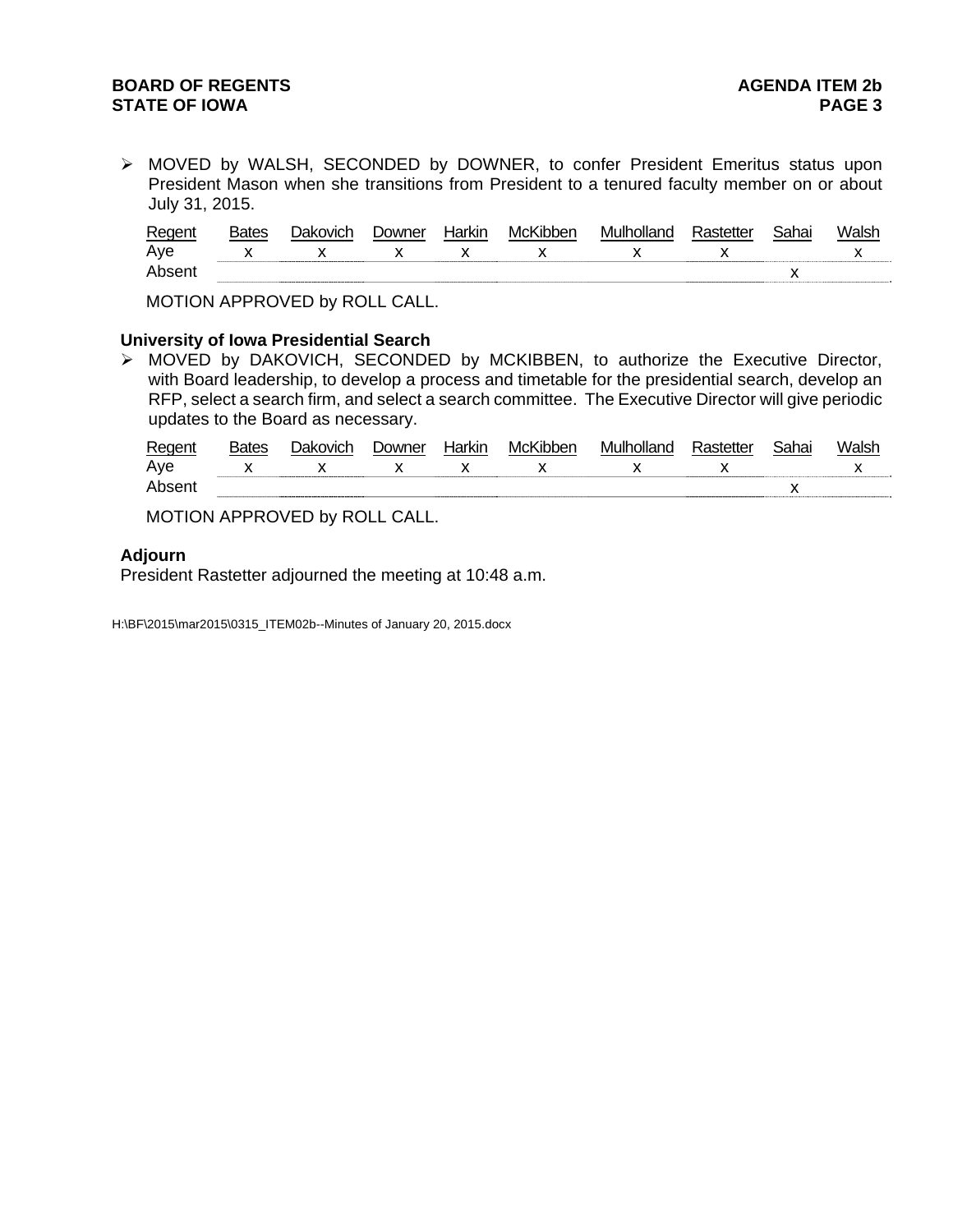- MOVED by WALSH, SECONDED by DOWNER, to confer President Emeritus status upon President Mason when she transitions from President to a tenured faculty member on or about July 31, 2015.

| Regent | Bates | Dakovich | Downer | Harkin | McKibben | Mulholland | Rastetter | Sahai | Walsh |
|---|---|---|---|---|---|---|---|---|---|
| Aye | x | x | x | x | x | x | x | | x |
| Absent | | | | | | | | x | |

MOTION APPROVED by ROLL CALL.

**University of Iowa Presidential Search**

- MOVED by DAKOVICH, SECONDED by MCKIBBEN, to authorize the Executive Director, with Board leadership, to develop a process and timetable for the presidential search, develop an RFP, select a search firm, and select a search committee. The Executive Director will give periodic updates to the Board as necessary.

| Regent | Bates | Dakovich | Downer | Harkin | McKibben | Mulholland | Rastetter | Sahai | Walsh |
|---|---|---|---|---|---|---|---|---|---|
| Aye | x | x | x | x | x | x | x | | x |
| Absent | | | | | | | | x | |

MOTION APPROVED by ROLL CALL.

**Adjourn**

President Rastetter adjourned the meeting at 10:48 a.m.

H:\BF\2015\mar2015\0315_ITEM02b--Minutes of January 20, 2015.docx